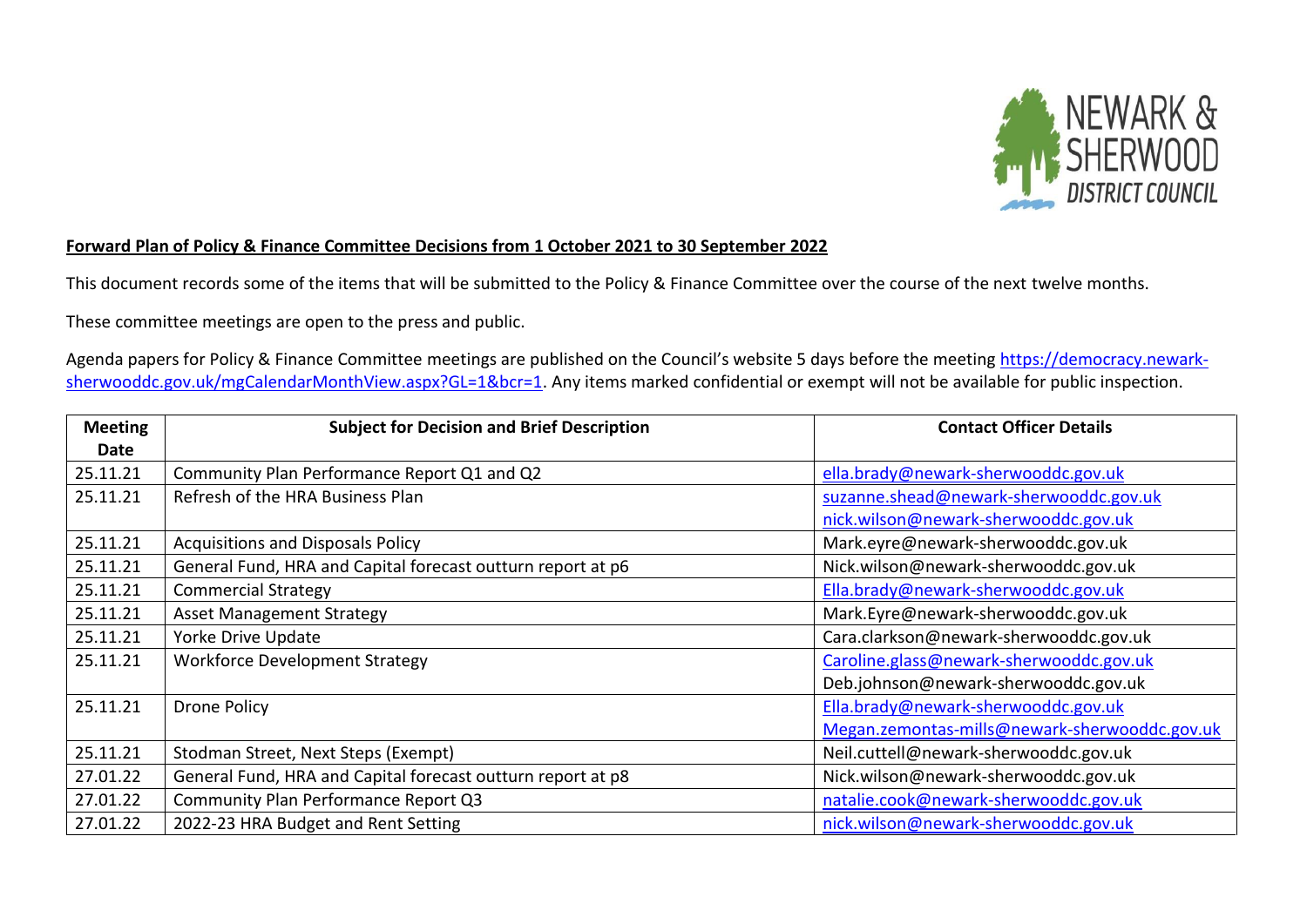**Forward Plan of Policy & Finance Committee Decisions from 1 October 2021 to 30 September 2022**

This document records some of the items that will be submitted to the Policy & Finance Committee over the course of the next twelve months.

These committee meetings are open to the press and public.

Agenda papers for Policy & Finance Committee meetings are published on the Council's website 5 days before the meeting https://democracy.newark-sherwooddc.gov.uk/mgCalendarMonthView.aspx?GL=1&bcr=1. Any items marked confidential or exempt will not be available for public inspection.

| Meeting Date | Subject for Decision and Brief Description | Contact Officer Details |
|---|---|---|
| 25.11.21 | Community Plan Performance Report Q1 and Q2 | ella.brady@newark-sherwooddc.gov.uk |
| 25.11.21 | Refresh of the HRA Business Plan | suzanne.shead@newark-sherwooddc.gov.uk<br>nick.wilson@newark-sherwooddc.gov.uk |
| 25.11.21 | Acquisitions and Disposals Policy | Mark.eyre@newark-sherwooddc.gov.uk |
| 25.11.21 | General Fund, HRA and Capital forecast outturn report at p6 | Nick.wilson@newark-sherwooddc.gov.uk |
| 25.11.21 | Commercial Strategy | Ella.brady@newark-sherwooddc.gov.uk |
| 25.11.21 | Asset Management Strategy | Mark.Eyre@newark-sherwooddc.gov.uk |
| 25.11.21 | Yorke Drive Update | Cara.clarkson@newark-sherwooddc.gov.uk |
| 25.11.21 | Workforce Development Strategy | Caroline.glass@newark-sherwooddc.gov.uk<br>Deb.johnson@newark-sherwooddc.gov.uk |
| 25.11.21 | Drone Policy | Ella.brady@newark-sherwooddc.gov.uk<br>Megan.zemontas-mills@newark-sherwooddc.gov.uk |
| 25.11.21 | Stodman Street, Next Steps (Exempt) | Neil.cuttell@newark-sherwooddc.gov.uk |
| 27.01.22 | General Fund, HRA and Capital forecast outturn report at p8 | Nick.wilson@newark-sherwooddc.gov.uk |
| 27.01.22 | Community Plan Performance Report Q3 | natalie.cook@newark-sherwooddc.gov.uk |
| 27.01.22 | 2022-23 HRA Budget and Rent Setting | nick.wilson@newark-sherwooddc.gov.uk |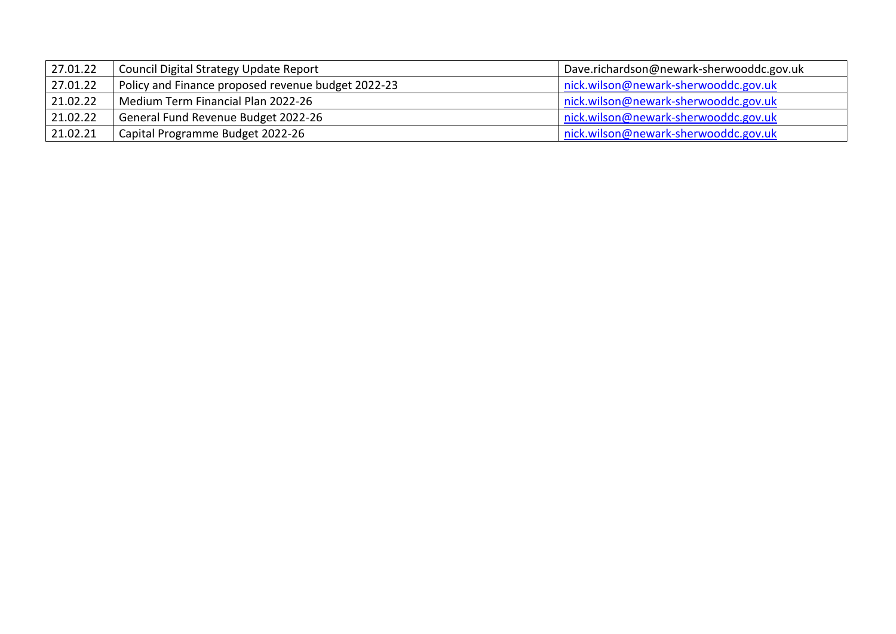| | | |
|---|---|---|
| 27.01.22 | Council Digital Strategy Update Report | Dave.richardson@newark-sherwooddc.gov.uk |
| 27.01.22 | Policy and Finance proposed revenue budget 2022-23 | nick.wilson@newark-sherwooddc.gov.uk |
| 21.02.22 | Medium Term Financial Plan 2022-26 | nick.wilson@newark-sherwooddc.gov.uk |
| 21.02.22 | General Fund Revenue Budget 2022-26 | nick.wilson@newark-sherwooddc.gov.uk |
| 21.02.21 | Capital Programme Budget 2022-26 | nick.wilson@newark-sherwooddc.gov.uk |